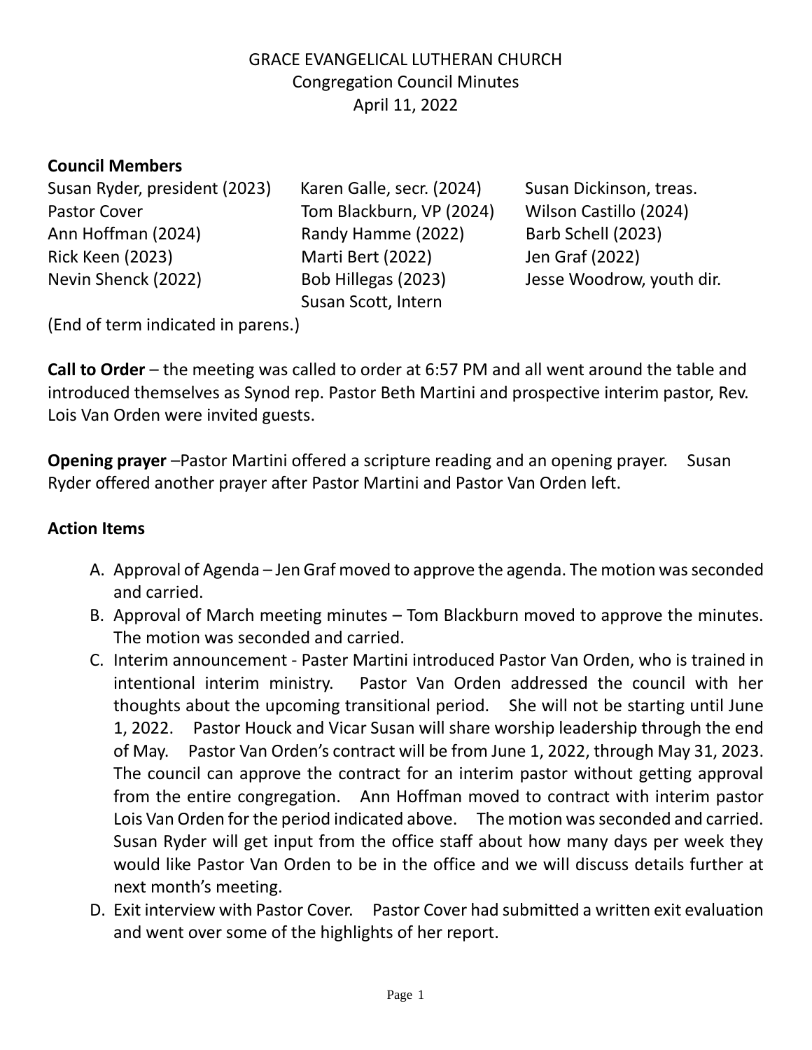GRACE EVANGELICAL LUTHERAN CHURCH
Congregation Council Minutes
April 11, 2022

**Council Members**

| | | |
|---|---|---|
| Susan Ryder, president (2023) | Karen Galle, secr. (2024) | Susan Dickinson, treas. |
| Pastor Cover | Tom Blackburn, VP (2024) | Wilson Castillo (2024) |
| Ann Hoffman (2024) | Randy Hamme (2022) | Barb Schell (2023) |
| Rick Keen (2023) | Marti Bert (2022) | Jen Graf (2022) |
| Nevin Shenck (2022) | Bob Hillegas (2023) | Jesse Woodrow, youth dir. |
| | Susan Scott, Intern | |

(End of term indicated in parens.)

**Call to Order** – the meeting was called to order at 6:57 PM and all went around the table and introduced themselves as Synod rep. Pastor Beth Martini and prospective interim pastor, Rev. Lois Van Orden were invited guests.

**Opening prayer** –Pastor Martini offered a scripture reading and an opening prayer. Susan Ryder offered another prayer after Pastor Martini and Pastor Van Orden left.

**Action Items**

A. Approval of Agenda – Jen Graf moved to approve the agenda. The motion was seconded and carried.
B. Approval of March meeting minutes – Tom Blackburn moved to approve the minutes. The motion was seconded and carried.
C. Interim announcement - Paster Martini introduced Pastor Van Orden, who is trained in intentional interim ministry. Pastor Van Orden addressed the council with her thoughts about the upcoming transitional period. She will not be starting until June 1, 2022. Pastor Houck and Vicar Susan will share worship leadership through the end of May. Pastor Van Orden's contract will be from June 1, 2022, through May 31, 2023. The council can approve the contract for an interim pastor without getting approval from the entire congregation. Ann Hoffman moved to contract with interim pastor Lois Van Orden for the period indicated above. The motion was seconded and carried. Susan Ryder will get input from the office staff about how many days per week they would like Pastor Van Orden to be in the office and we will discuss details further at next month's meeting.
D. Exit interview with Pastor Cover. Pastor Cover had submitted a written exit evaluation and went over some of the highlights of her report.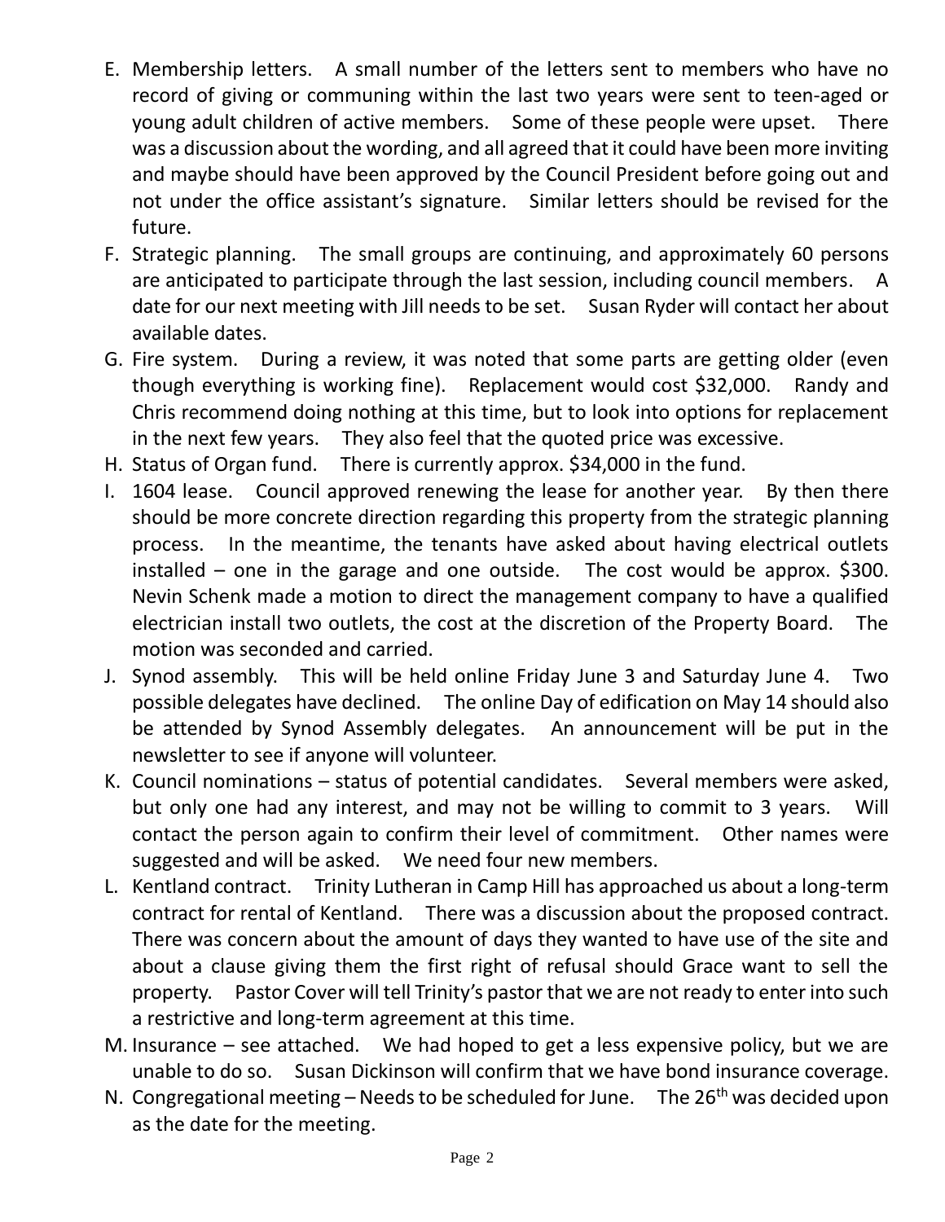E. Membership letters. A small number of the letters sent to members who have no record of giving or communing within the last two years were sent to teen-aged or young adult children of active members. Some of these people were upset. There was a discussion about the wording, and all agreed that it could have been more inviting and maybe should have been approved by the Council President before going out and not under the office assistant's signature. Similar letters should be revised for the future.
F. Strategic planning. The small groups are continuing, and approximately 60 persons are anticipated to participate through the last session, including council members. A date for our next meeting with Jill needs to be set. Susan Ryder will contact her about available dates.
G. Fire system. During a review, it was noted that some parts are getting older (even though everything is working fine). Replacement would cost $32,000. Randy and Chris recommend doing nothing at this time, but to look into options for replacement in the next few years. They also feel that the quoted price was excessive.
H. Status of Organ fund. There is currently approx. $34,000 in the fund.
I. 1604 lease. Council approved renewing the lease for another year. By then there should be more concrete direction regarding this property from the strategic planning process. In the meantime, the tenants have asked about having electrical outlets installed – one in the garage and one outside. The cost would be approx. $300. Nevin Schenk made a motion to direct the management company to have a qualified electrician install two outlets, the cost at the discretion of the Property Board. The motion was seconded and carried.
J. Synod assembly. This will be held online Friday June 3 and Saturday June 4. Two possible delegates have declined. The online Day of edification on May 14 should also be attended by Synod Assembly delegates. An announcement will be put in the newsletter to see if anyone will volunteer.
K. Council nominations – status of potential candidates. Several members were asked, but only one had any interest, and may not be willing to commit to 3 years. Will contact the person again to confirm their level of commitment. Other names were suggested and will be asked. We need four new members.
L. Kentland contract. Trinity Lutheran in Camp Hill has approached us about a long-term contract for rental of Kentland. There was a discussion about the proposed contract. There was concern about the amount of days they wanted to have use of the site and about a clause giving them the first right of refusal should Grace want to sell the property. Pastor Cover will tell Trinity's pastor that we are not ready to enter into such a restrictive and long-term agreement at this time.
M. Insurance – see attached. We had hoped to get a less expensive policy, but we are unable to do so. Susan Dickinson will confirm that we have bond insurance coverage.
N. Congregational meeting – Needs to be scheduled for June. The 26th was decided upon as the date for the meeting.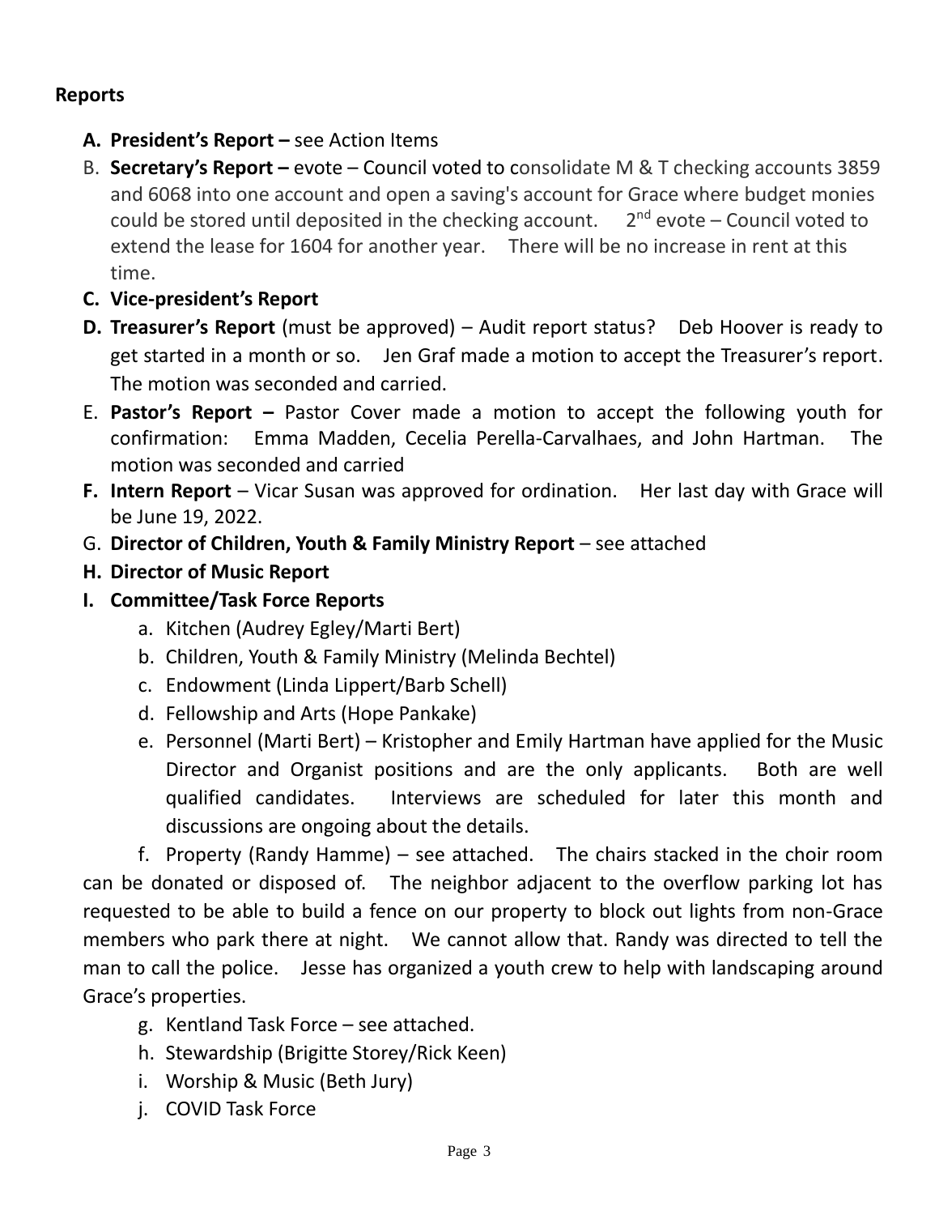**Reports**

A. **President's Report –** see Action Items
B. **Secretary's Report –** evote – Council voted to consolidate M & T checking accounts 3859 and 6068 into one account and open a saving's account for Grace where budget monies could be stored until deposited in the checking account. 2nd evote – Council voted to extend the lease for 1604 for another year. There will be no increase in rent at this time.
C. **Vice-president's Report**
D. **Treasurer's Report** (must be approved) – Audit report status? Deb Hoover is ready to get started in a month or so. Jen Graf made a motion to accept the Treasurer's report. The motion was seconded and carried.
E. **Pastor's Report –** Pastor Cover made a motion to accept the following youth for confirmation: Emma Madden, Cecelia Perella-Carvalhaes, and John Hartman. The motion was seconded and carried
F. **Intern Report** – Vicar Susan was approved for ordination. Her last day with Grace will be June 19, 2022.
G. **Director of Children, Youth & Family Ministry Report** – see attached
H. **Director of Music Report**
I. **Committee/Task Force Reports**
   a. Kitchen (Audrey Egley/Marti Bert)
   b. Children, Youth & Family Ministry (Melinda Bechtel)
   c. Endowment (Linda Lippert/Barb Schell)
   d. Fellowship and Arts (Hope Pankake)
   e. Personnel (Marti Bert) – Kristopher and Emily Hartman have applied for the Music Director and Organist positions and are the only applicants. Both are well qualified candidates. Interviews are scheduled for later this month and discussions are ongoing about the details.
   f. Property (Randy Hamme) – see attached. The chairs stacked in the choir room can be donated or disposed of. The neighbor adjacent to the overflow parking lot has requested to be able to build a fence on our property to block out lights from non-Grace members who park there at night. We cannot allow that. Randy was directed to tell the man to call the police. Jesse has organized a youth crew to help with landscaping around Grace's properties.
   g. Kentland Task Force – see attached.
   h. Stewardship (Brigitte Storey/Rick Keen)
   i. Worship & Music (Beth Jury)
   j. COVID Task Force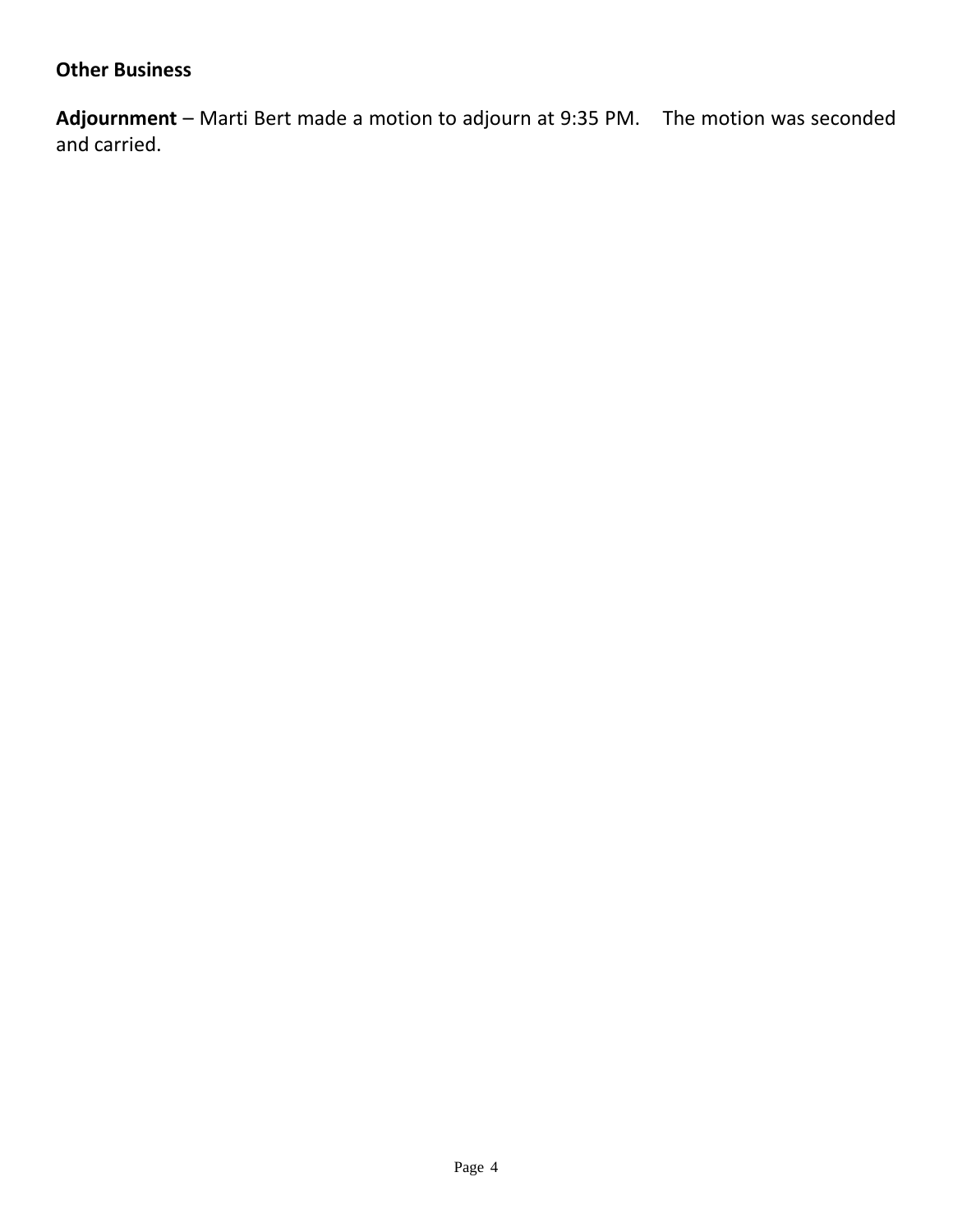**Other Business**

**Adjournment** – Marti Bert made a motion to adjourn at 9:35 PM. The motion was seconded and carried.